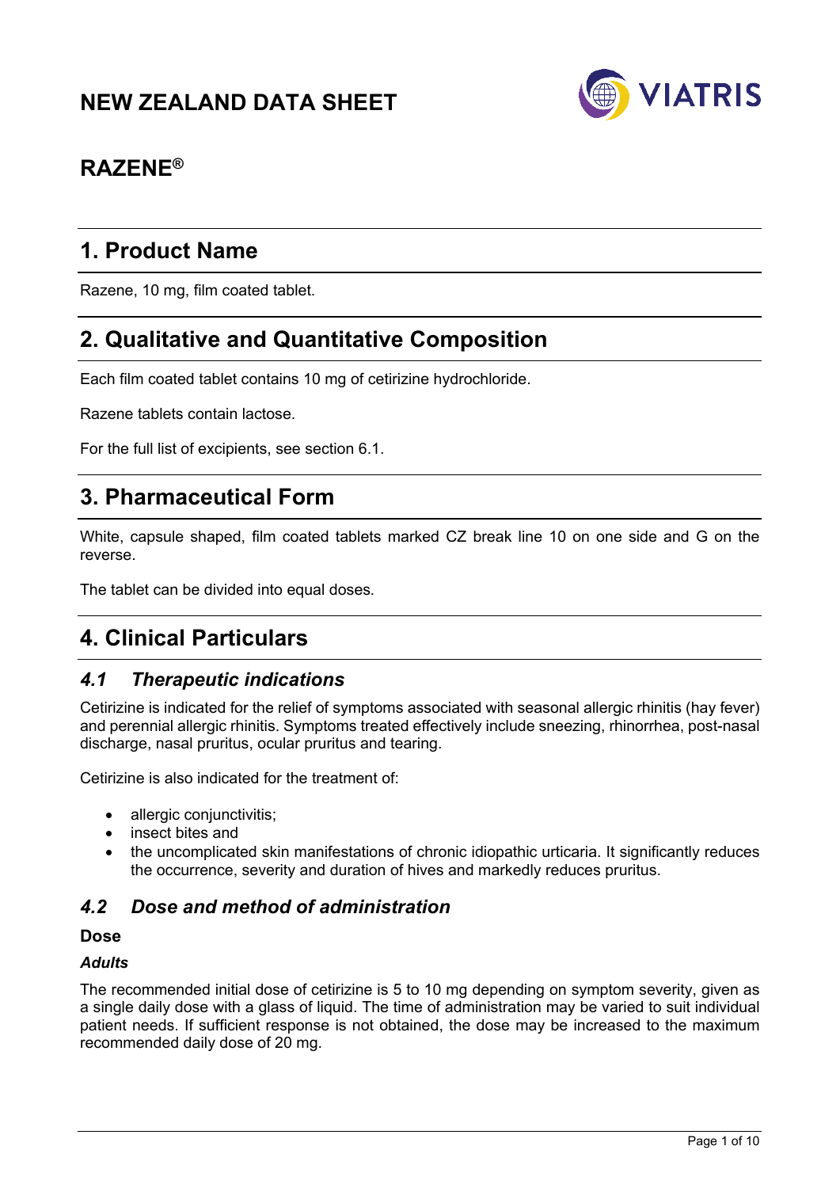# NEW ZEALAND DATA SHEET

# RAZENE®

## 1. Product Name

Razene, 10 mg, film coated tablet.

## 2. Qualitative and Quantitative Composition

Each film coated tablet contains 10 mg of cetirizine hydrochloride.

Razene tablets contain lactose.

For the full list of excipients, see section 6.1.

## 3. Pharmaceutical Form

White, capsule shaped, film coated tablets marked CZ break line 10 on one side and G on the reverse.

The tablet can be divided into equal doses.

## 4. Clinical Particulars

### *4.1 Therapeutic indications*

Cetirizine is indicated for the relief of symptoms associated with seasonal allergic rhinitis (hay fever) and perennial allergic rhinitis. Symptoms treated effectively include sneezing, rhinorrhea, post-nasal discharge, nasal pruritus, ocular pruritus and tearing.

Cetirizine is also indicated for the treatment of:

- allergic conjunctivitis;
- insect bites and
- the uncomplicated skin manifestations of chronic idiopathic urticaria. It significantly reduces the occurrence, severity and duration of hives and markedly reduces pruritus.

### *4.2 Dose and method of administration*

**Dose**

***Adults***

The recommended initial dose of cetirizine is 5 to 10 mg depending on symptom severity, given as a single daily dose with a glass of liquid. The time of administration may be varied to suit individual patient needs. If sufficient response is not obtained, the dose may be increased to the maximum recommended daily dose of 20 mg.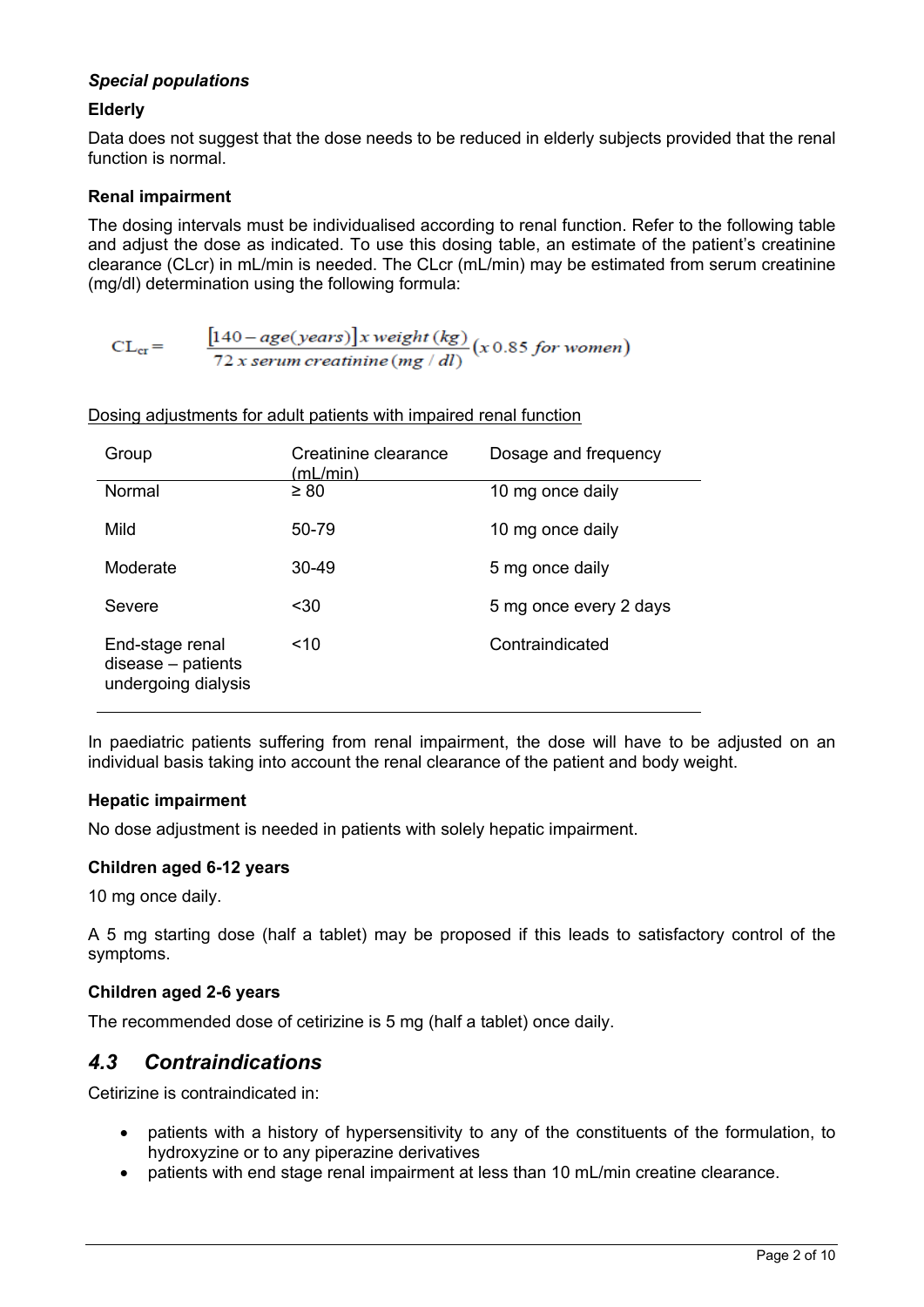### *Special populations*

**Elderly**

Data does not suggest that the dose needs to be reduced in elderly subjects provided that the renal function is normal.

**Renal impairment**

The dosing intervals must be individualised according to renal function. Refer to the following table and adjust the dose as indicated. To use this dosing table, an estimate of the patient's creatinine clearance (CLcr) in mL/min is needed. The CLcr (mL/min) may be estimated from serum creatinine (mg/dl) determination using the following formula:

$$CL_{cr} = \frac{[140 - age(years)] \, x \, weight\,(kg)}{72 \, x \, serum\,creatinine\,(mg/dl)} (x\,0.85 \; for\;women)$$

<u>Dosing adjustments for adult patients with impaired renal function</u>

| Group | Creatinine clearance (mL/min) | Dosage and frequency |
|---|---|---|
| Normal | ≥ 80 | 10 mg once daily |
| Mild | 50-79 | 10 mg once daily |
| Moderate | 30-49 | 5 mg once daily |
| Severe | <30 | 5 mg once every 2 days |
| End-stage renal disease – patients undergoing dialysis | <10 | Contraindicated |

In paediatric patients suffering from renal impairment, the dose will have to be adjusted on an individual basis taking into account the renal clearance of the patient and body weight.

**Hepatic impairment**

No dose adjustment is needed in patients with solely hepatic impairment.

**Children aged 6-12 years**

10 mg once daily.

A 5 mg starting dose (half a tablet) may be proposed if this leads to satisfactory control of the symptoms.

**Children aged 2-6 years**

The recommended dose of cetirizine is 5 mg (half a tablet) once daily.

## *4.3 Contraindications*

Cetirizine is contraindicated in:

- patients with a history of hypersensitivity to any of the constituents of the formulation, to hydroxyzine or to any piperazine derivatives
- patients with end stage renal impairment at less than 10 mL/min creatine clearance.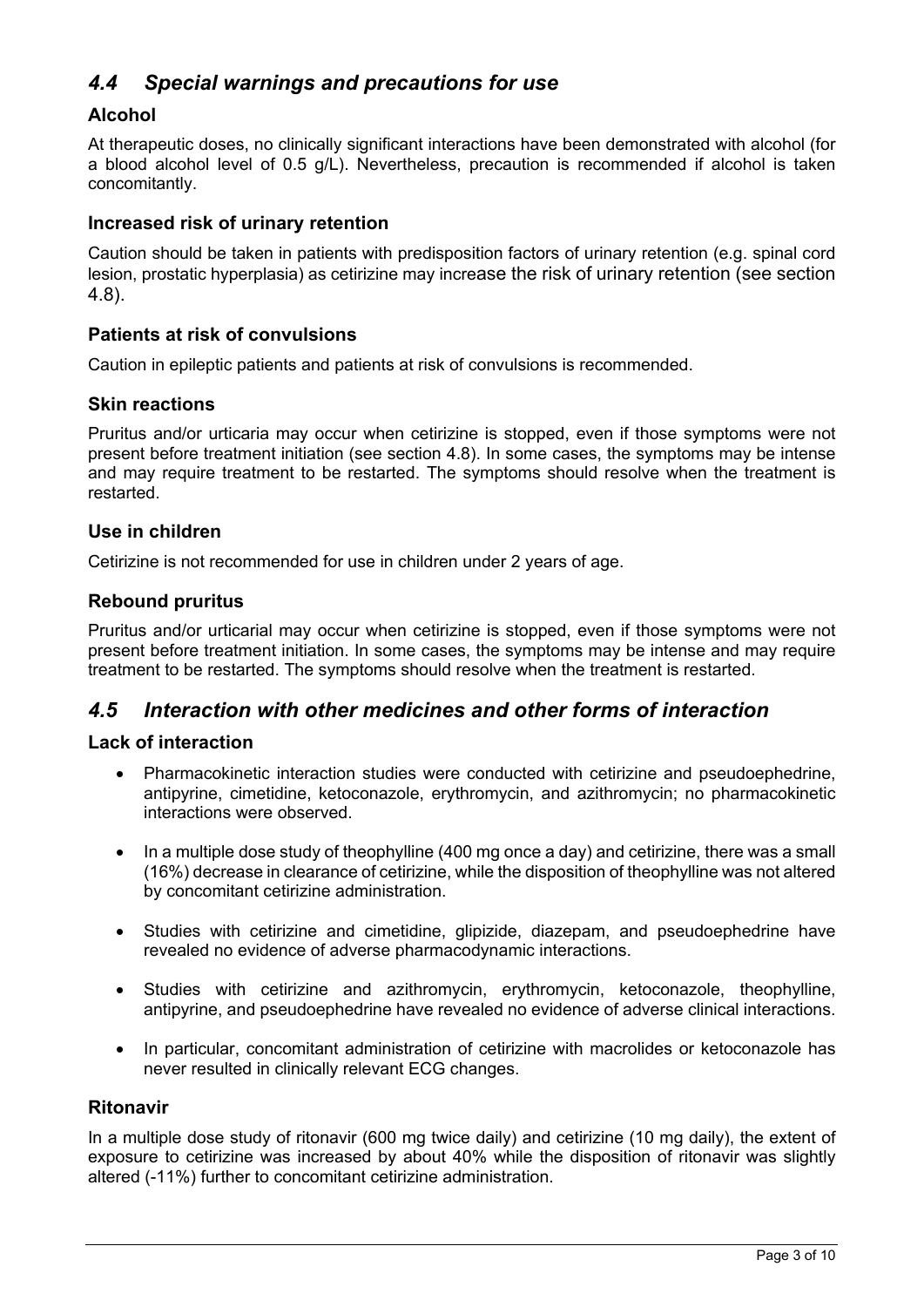## *4.4 Special warnings and precautions for use*

### Alcohol

At therapeutic doses, no clinically significant interactions have been demonstrated with alcohol (for a blood alcohol level of 0.5 g/L). Nevertheless, precaution is recommended if alcohol is taken concomitantly.

### Increased risk of urinary retention

Caution should be taken in patients with predisposition factors of urinary retention (e.g. spinal cord lesion, prostatic hyperplasia) as cetirizine may increase the risk of urinary retention (see section 4.8).

### Patients at risk of convulsions

Caution in epileptic patients and patients at risk of convulsions is recommended.

### Skin reactions

Pruritus and/or urticaria may occur when cetirizine is stopped, even if those symptoms were not present before treatment initiation (see section 4.8). In some cases, the symptoms may be intense and may require treatment to be restarted. The symptoms should resolve when the treatment is restarted.

### Use in children

Cetirizine is not recommended for use in children under 2 years of age.

### Rebound pruritus

Pruritus and/or urticarial may occur when cetirizine is stopped, even if those symptoms were not present before treatment initiation. In some cases, the symptoms may be intense and may require treatment to be restarted. The symptoms should resolve when the treatment is restarted.

## *4.5 Interaction with other medicines and other forms of interaction*

### Lack of interaction

- Pharmacokinetic interaction studies were conducted with cetirizine and pseudoephedrine, antipyrine, cimetidine, ketoconazole, erythromycin, and azithromycin; no pharmacokinetic interactions were observed.
- In a multiple dose study of theophylline (400 mg once a day) and cetirizine, there was a small (16%) decrease in clearance of cetirizine, while the disposition of theophylline was not altered by concomitant cetirizine administration.
- Studies with cetirizine and cimetidine, glipizide, diazepam, and pseudoephedrine have revealed no evidence of adverse pharmacodynamic interactions.
- Studies with cetirizine and azithromycin, erythromycin, ketoconazole, theophylline, antipyrine, and pseudoephedrine have revealed no evidence of adverse clinical interactions.
- In particular, concomitant administration of cetirizine with macrolides or ketoconazole has never resulted in clinically relevant ECG changes.

### Ritonavir

In a multiple dose study of ritonavir (600 mg twice daily) and cetirizine (10 mg daily), the extent of exposure to cetirizine was increased by about 40% while the disposition of ritonavir was slightly altered (-11%) further to concomitant cetirizine administration.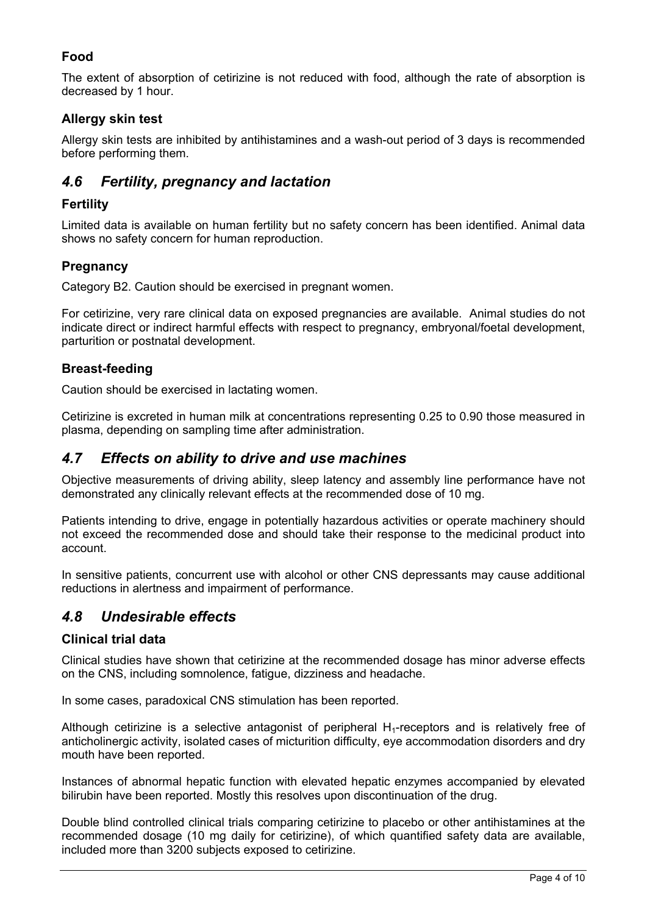### Food

The extent of absorption of cetirizine is not reduced with food, although the rate of absorption is decreased by 1 hour.

### Allergy skin test

Allergy skin tests are inhibited by antihistamines and a wash-out period of 3 days is recommended before performing them.

## *4.6 Fertility, pregnancy and lactation*

### Fertility

Limited data is available on human fertility but no safety concern has been identified. Animal data shows no safety concern for human reproduction.

### Pregnancy

Category B2. Caution should be exercised in pregnant women.

For cetirizine, very rare clinical data on exposed pregnancies are available. Animal studies do not indicate direct or indirect harmful effects with respect to pregnancy, embryonal/foetal development, parturition or postnatal development.

### Breast-feeding

Caution should be exercised in lactating women.

Cetirizine is excreted in human milk at concentrations representing 0.25 to 0.90 those measured in plasma, depending on sampling time after administration.

## *4.7 Effects on ability to drive and use machines*

Objective measurements of driving ability, sleep latency and assembly line performance have not demonstrated any clinically relevant effects at the recommended dose of 10 mg.

Patients intending to drive, engage in potentially hazardous activities or operate machinery should not exceed the recommended dose and should take their response to the medicinal product into account.

In sensitive patients, concurrent use with alcohol or other CNS depressants may cause additional reductions in alertness and impairment of performance.

## *4.8 Undesirable effects*

### Clinical trial data

Clinical studies have shown that cetirizine at the recommended dosage has minor adverse effects on the CNS, including somnolence, fatigue, dizziness and headache.

In some cases, paradoxical CNS stimulation has been reported.

Although cetirizine is a selective antagonist of peripheral $H_1$-receptors and is relatively free of anticholinergic activity, isolated cases of micturition difficulty, eye accommodation disorders and dry mouth have been reported.

Instances of abnormal hepatic function with elevated hepatic enzymes accompanied by elevated bilirubin have been reported. Mostly this resolves upon discontinuation of the drug.

Double blind controlled clinical trials comparing cetirizine to placebo or other antihistamines at the recommended dosage (10 mg daily for cetirizine), of which quantified safety data are available, included more than 3200 subjects exposed to cetirizine.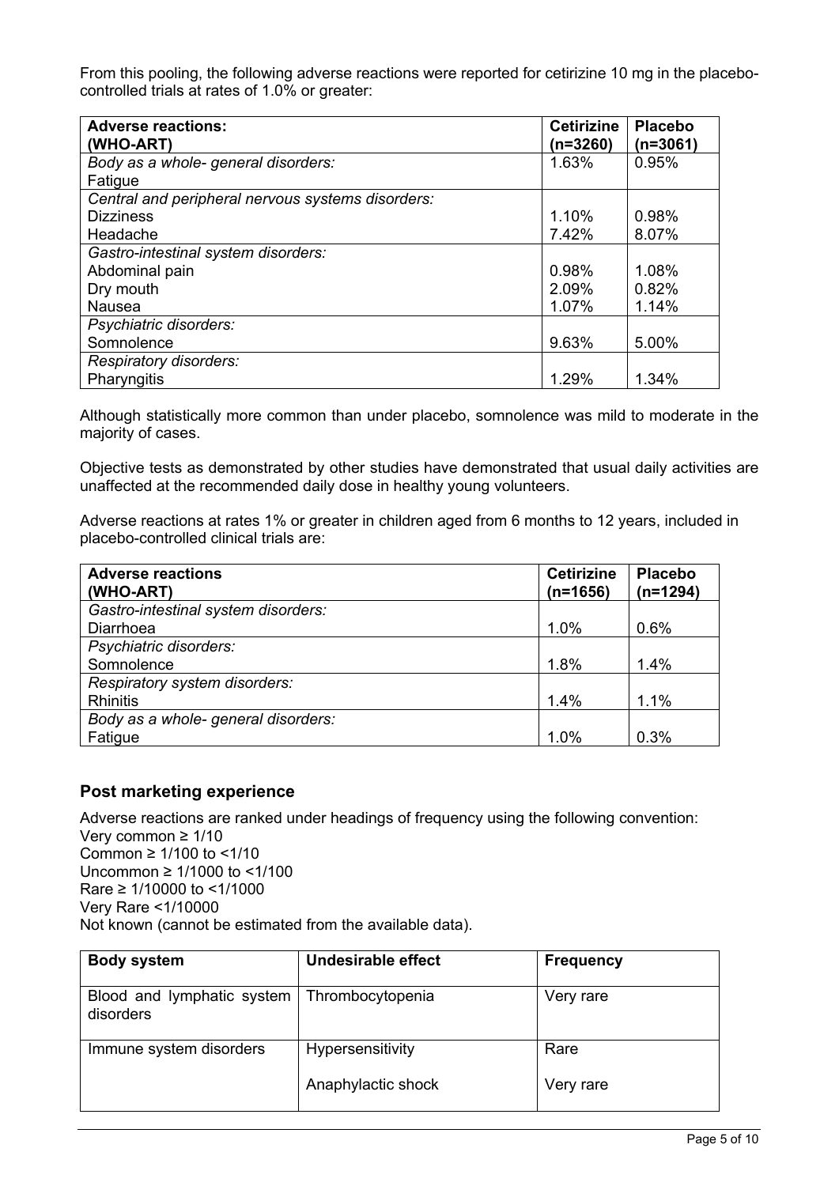From this pooling, the following adverse reactions were reported for cetirizine 10 mg in the placebo-controlled trials at rates of 1.0% or greater:

| **Adverse reactions: (WHO-ART)** | **Cetirizine (n=3260)** | **Placebo (n=3061)** |
|---|---|---|
| *Body as a whole- general disorders:* | | |
| Fatigue | 1.63% | 0.95% |
| *Central and peripheral nervous systems disorders:* | | |
| Dizziness | 1.10% | 0.98% |
| Headache | 7.42% | 8.07% |
| *Gastro-intestinal system disorders:* | | |
| Abdominal pain | 0.98% | 1.08% |
| Dry mouth | 2.09% | 0.82% |
| Nausea | 1.07% | 1.14% |
| *Psychiatric disorders:* | | |
| Somnolence | 9.63% | 5.00% |
| *Respiratory disorders:* | | |
| Pharyngitis | 1.29% | 1.34% |

Although statistically more common than under placebo, somnolence was mild to moderate in the majority of cases.

Objective tests as demonstrated by other studies have demonstrated that usual daily activities are unaffected at the recommended daily dose in healthy young volunteers.

Adverse reactions at rates 1% or greater in children aged from 6 months to 12 years, included in placebo-controlled clinical trials are:

| **Adverse reactions (WHO-ART)** | **Cetirizine (n=1656)** | **Placebo (n=1294)** |
|---|---|---|
| *Gastro-intestinal system disorders:* | | |
| Diarrhoea | 1.0% | 0.6% |
| *Psychiatric disorders:* | | |
| Somnolence | 1.8% | 1.4% |
| *Respiratory system disorders:* | | |
| Rhinitis | 1.4% | 1.1% |
| *Body as a whole- general disorders:* | | |
| Fatigue | 1.0% | 0.3% |

## Post marketing experience

Adverse reactions are ranked under headings of frequency using the following convention:
Very common ≥ 1/10
Common ≥ 1/100 to <1/10
Uncommon ≥ 1/1000 to <1/100
Rare ≥ 1/10000 to <1/1000
Very Rare <1/10000
Not known (cannot be estimated from the available data).

| **Body system** | **Undesirable effect** | **Frequency** |
|---|---|---|
| Blood and lymphatic system disorders | Thrombocytopenia | Very rare |
| Immune system disorders | Hypersensitivity | Rare |
| | Anaphylactic shock | Very rare |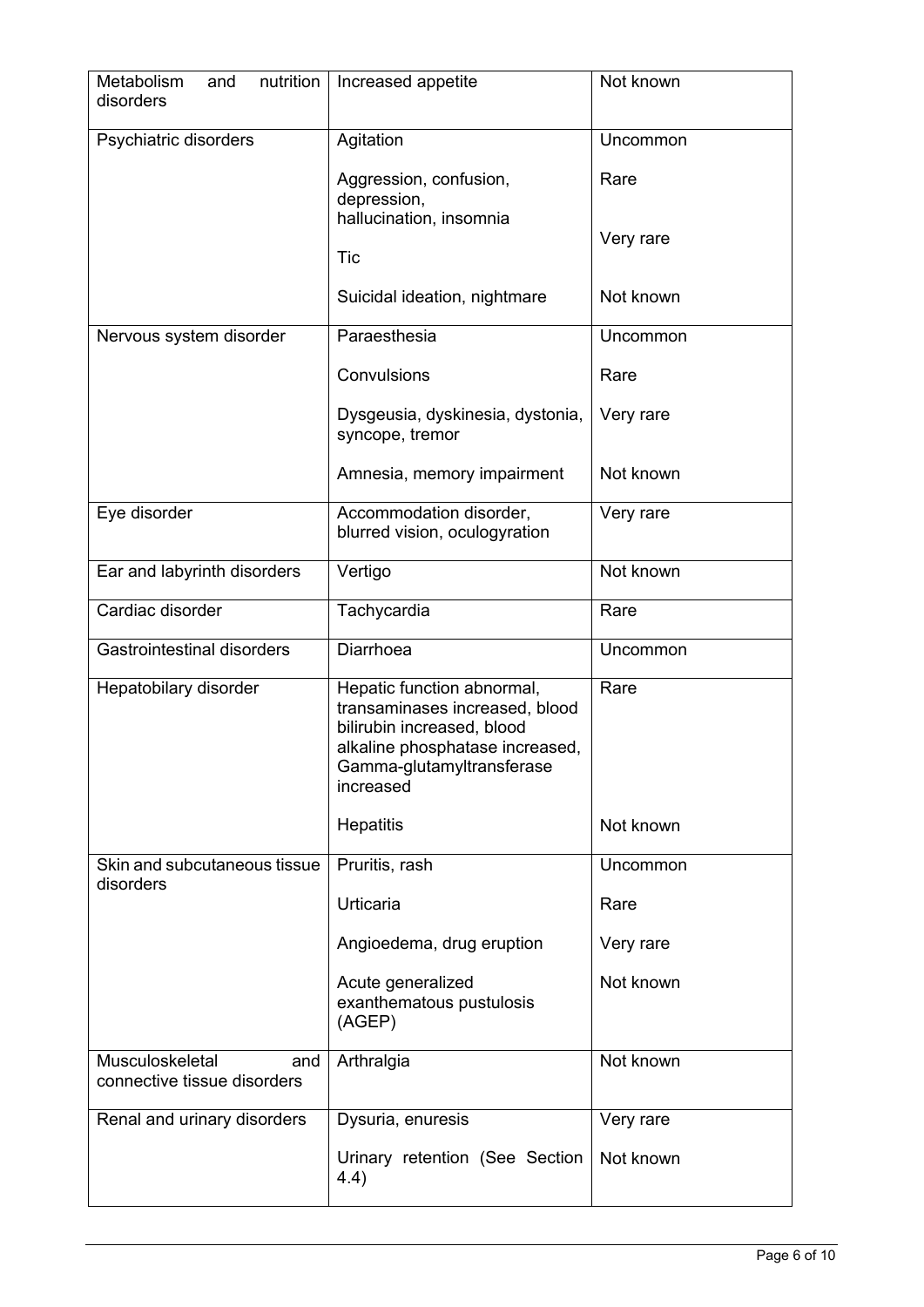| Metabolism and nutrition disorders | Increased appetite | Not known |
|---|---|---|
| Psychiatric disorders | Agitation | Uncommon |
| | Aggression, confusion, depression, hallucination, insomnia | Rare |
| | Tic | Very rare |
| | Suicidal ideation, nightmare | Not known |
| Nervous system disorder | Paraesthesia | Uncommon |
| | Convulsions | Rare |
| | Dysgeusia, dyskinesia, dystonia, syncope, tremor | Very rare |
| | Amnesia, memory impairment | Not known |
| Eye disorder | Accommodation disorder, blurred vision, oculogyration | Very rare |
| Ear and labyrinth disorders | Vertigo | Not known |
| Cardiac disorder | Tachycardia | Rare |
| Gastrointestinal disorders | Diarrhoea | Uncommon |
| Hepatobilary disorder | Hepatic function abnormal, transaminases increased, blood bilirubin increased, blood alkaline phosphatase increased, Gamma-glutamyltransferase increased | Rare |
| | Hepatitis | Not known |
| Skin and subcutaneous tissue disorders | Pruritis, rash | Uncommon |
| | Urticaria | Rare |
| | Angioedema, drug eruption | Very rare |
| | Acute generalized exanthematous pustulosis (AGEP) | Not known |
| Musculoskeletal and connective tissue disorders | Arthralgia | Not known |
| Renal and urinary disorders | Dysuria, enuresis | Very rare |
| | Urinary retention (See Section 4.4) | Not known |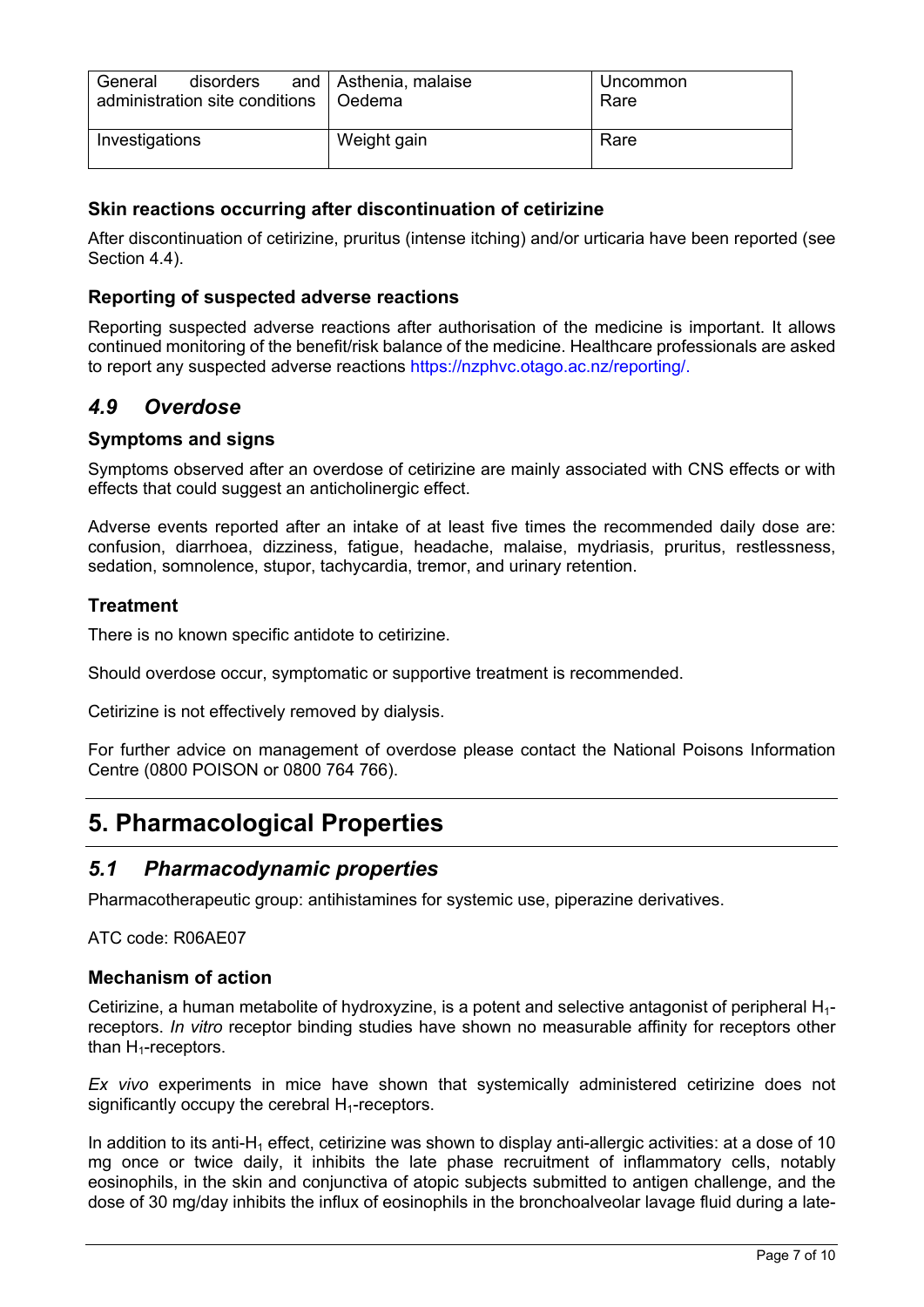| General disorders and administration site conditions | Asthenia, malaise<br>Oedema | Uncommon<br>Rare |
|---|---|---|
| Investigations | Weight gain | Rare |

### Skin reactions occurring after discontinuation of cetirizine

After discontinuation of cetirizine, pruritus (intense itching) and/or urticaria have been reported (see Section 4.4).

### Reporting of suspected adverse reactions

Reporting suspected adverse reactions after authorisation of the medicine is important. It allows continued monitoring of the benefit/risk balance of the medicine. Healthcare professionals are asked to report any suspected adverse reactions https://nzphvc.otago.ac.nz/reporting/.

## *4.9 Overdose*

### Symptoms and signs

Symptoms observed after an overdose of cetirizine are mainly associated with CNS effects or with effects that could suggest an anticholinergic effect.

Adverse events reported after an intake of at least five times the recommended daily dose are: confusion, diarrhoea, dizziness, fatigue, headache, malaise, mydriasis, pruritus, restlessness, sedation, somnolence, stupor, tachycardia, tremor, and urinary retention.

### Treatment

There is no known specific antidote to cetirizine.

Should overdose occur, symptomatic or supportive treatment is recommended.

Cetirizine is not effectively removed by dialysis.

For further advice on management of overdose please contact the National Poisons Information Centre (0800 POISON or 0800 764 766).

# 5. Pharmacological Properties

## *5.1 Pharmacodynamic properties*

Pharmacotherapeutic group: antihistamines for systemic use, piperazine derivatives.

ATC code: R06AE07

### Mechanism of action

Cetirizine, a human metabolite of hydroxyzine, is a potent and selective antagonist of peripheral $H_1$-receptors. *In vitro* receptor binding studies have shown no measurable affinity for receptors other than $H_1$-receptors.

*Ex vivo* experiments in mice have shown that systemically administered cetirizine does not significantly occupy the cerebral $H_1$-receptors.

In addition to its anti-$H_1$ effect, cetirizine was shown to display anti-allergic activities: at a dose of 10 mg once or twice daily, it inhibits the late phase recruitment of inflammatory cells, notably eosinophils, in the skin and conjunctiva of atopic subjects submitted to antigen challenge, and the dose of 30 mg/day inhibits the influx of eosinophils in the bronchoalveolar lavage fluid during a late-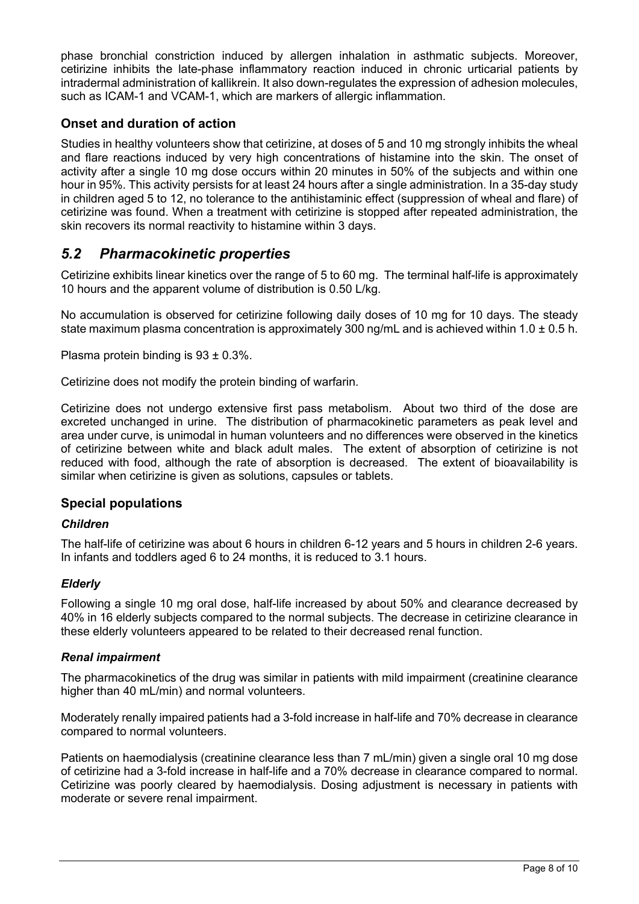phase bronchial constriction induced by allergen inhalation in asthmatic subjects. Moreover, cetirizine inhibits the late-phase inflammatory reaction induced in chronic urticarial patients by intradermal administration of kallikrein. It also down-regulates the expression of adhesion molecules, such as ICAM-1 and VCAM-1, which are markers of allergic inflammation.

### Onset and duration of action

Studies in healthy volunteers show that cetirizine, at doses of 5 and 10 mg strongly inhibits the wheal and flare reactions induced by very high concentrations of histamine into the skin. The onset of activity after a single 10 mg dose occurs within 20 minutes in 50% of the subjects and within one hour in 95%. This activity persists for at least 24 hours after a single administration. In a 35-day study in children aged 5 to 12, no tolerance to the antihistaminic effect (suppression of wheal and flare) of cetirizine was found. When a treatment with cetirizine is stopped after repeated administration, the skin recovers its normal reactivity to histamine within 3 days.

## *5.2 Pharmacokinetic properties*

Cetirizine exhibits linear kinetics over the range of 5 to 60 mg. The terminal half-life is approximately 10 hours and the apparent volume of distribution is 0.50 L/kg.

No accumulation is observed for cetirizine following daily doses of 10 mg for 10 days. The steady state maximum plasma concentration is approximately 300 ng/mL and is achieved within 1.0 ± 0.5 h.

Plasma protein binding is 93 ± 0.3%.

Cetirizine does not modify the protein binding of warfarin.

Cetirizine does not undergo extensive first pass metabolism. About two third of the dose are excreted unchanged in urine. The distribution of pharmacokinetic parameters as peak level and area under curve, is unimodal in human volunteers and no differences were observed in the kinetics of cetirizine between white and black adult males. The extent of absorption of cetirizine is not reduced with food, although the rate of absorption is decreased. The extent of bioavailability is similar when cetirizine is given as solutions, capsules or tablets.

### Special populations

#### *Children*

The half-life of cetirizine was about 6 hours in children 6-12 years and 5 hours in children 2-6 years. In infants and toddlers aged 6 to 24 months, it is reduced to 3.1 hours.

#### *Elderly*

Following a single 10 mg oral dose, half-life increased by about 50% and clearance decreased by 40% in 16 elderly subjects compared to the normal subjects. The decrease in cetirizine clearance in these elderly volunteers appeared to be related to their decreased renal function.

#### *Renal impairment*

The pharmacokinetics of the drug was similar in patients with mild impairment (creatinine clearance higher than 40 mL/min) and normal volunteers.

Moderately renally impaired patients had a 3-fold increase in half-life and 70% decrease in clearance compared to normal volunteers.

Patients on haemodialysis (creatinine clearance less than 7 mL/min) given a single oral 10 mg dose of cetirizine had a 3-fold increase in half-life and a 70% decrease in clearance compared to normal. Cetirizine was poorly cleared by haemodialysis. Dosing adjustment is necessary in patients with moderate or severe renal impairment.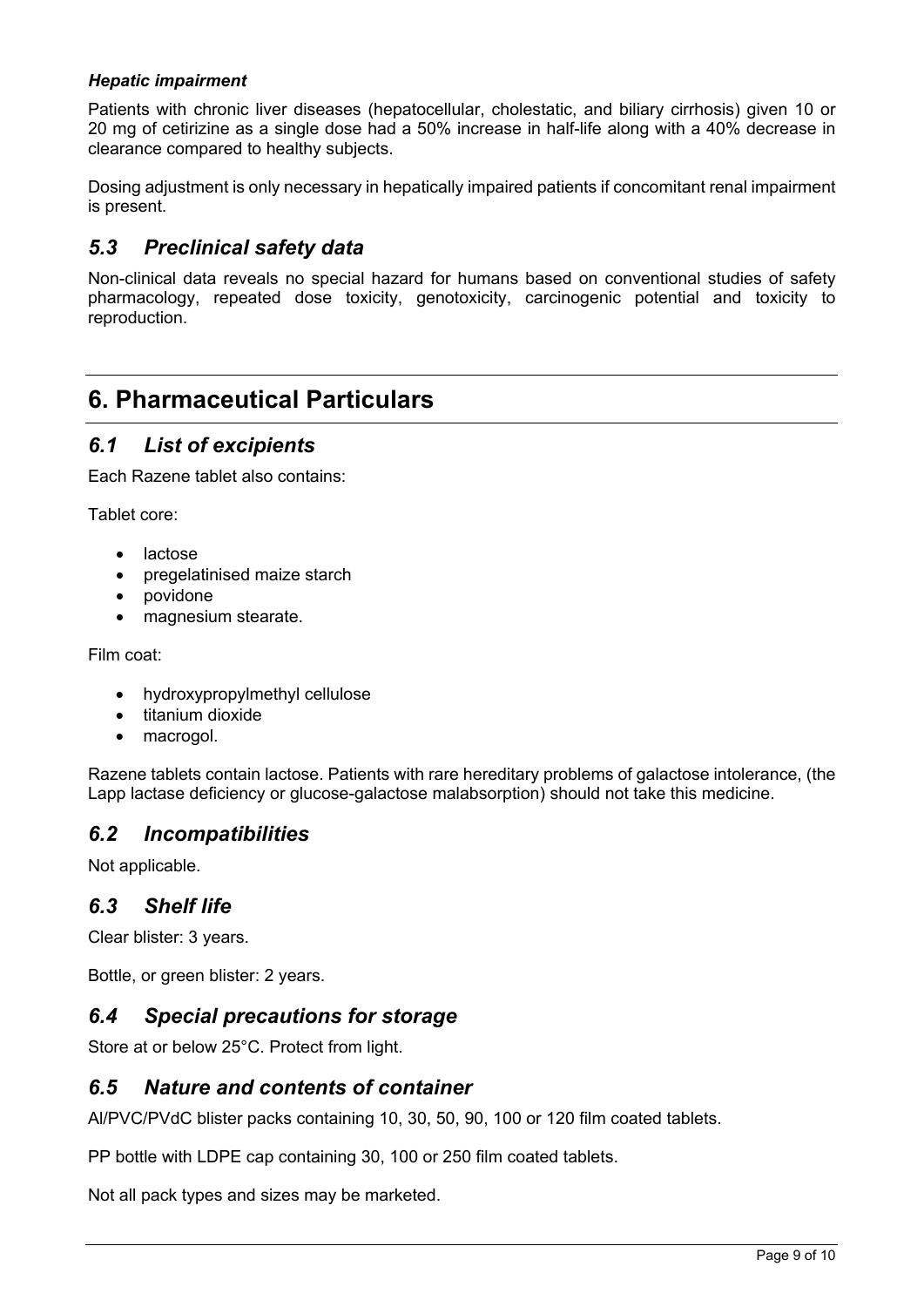#### *Hepatic impairment*

Patients with chronic liver diseases (hepatocellular, cholestatic, and biliary cirrhosis) given 10 or 20 mg of cetirizine as a single dose had a 50% increase in half-life along with a 40% decrease in clearance compared to healthy subjects.

Dosing adjustment is only necessary in hepatically impaired patients if concomitant renal impairment is present.

## *5.3 Preclinical safety data*

Non-clinical data reveals no special hazard for humans based on conventional studies of safety pharmacology, repeated dose toxicity, genotoxicity, carcinogenic potential and toxicity to reproduction.

# 6. Pharmaceutical Particulars

## *6.1 List of excipients*

Each Razene tablet also contains:

Tablet core:

- lactose
- pregelatinised maize starch
- povidone
- magnesium stearate.

Film coat:

- hydroxypropylmethyl cellulose
- titanium dioxide
- macrogol.

Razene tablets contain lactose. Patients with rare hereditary problems of galactose intolerance, (the Lapp lactase deficiency or glucose-galactose malabsorption) should not take this medicine.

## *6.2 Incompatibilities*

Not applicable.

## *6.3 Shelf life*

Clear blister: 3 years.

Bottle, or green blister: 2 years.

## *6.4 Special precautions for storage*

Store at or below 25°C. Protect from light.

## *6.5 Nature and contents of container*

Al/PVC/PVdC blister packs containing 10, 30, 50, 90, 100 or 120 film coated tablets.

PP bottle with LDPE cap containing 30, 100 or 250 film coated tablets.

Not all pack types and sizes may be marketed.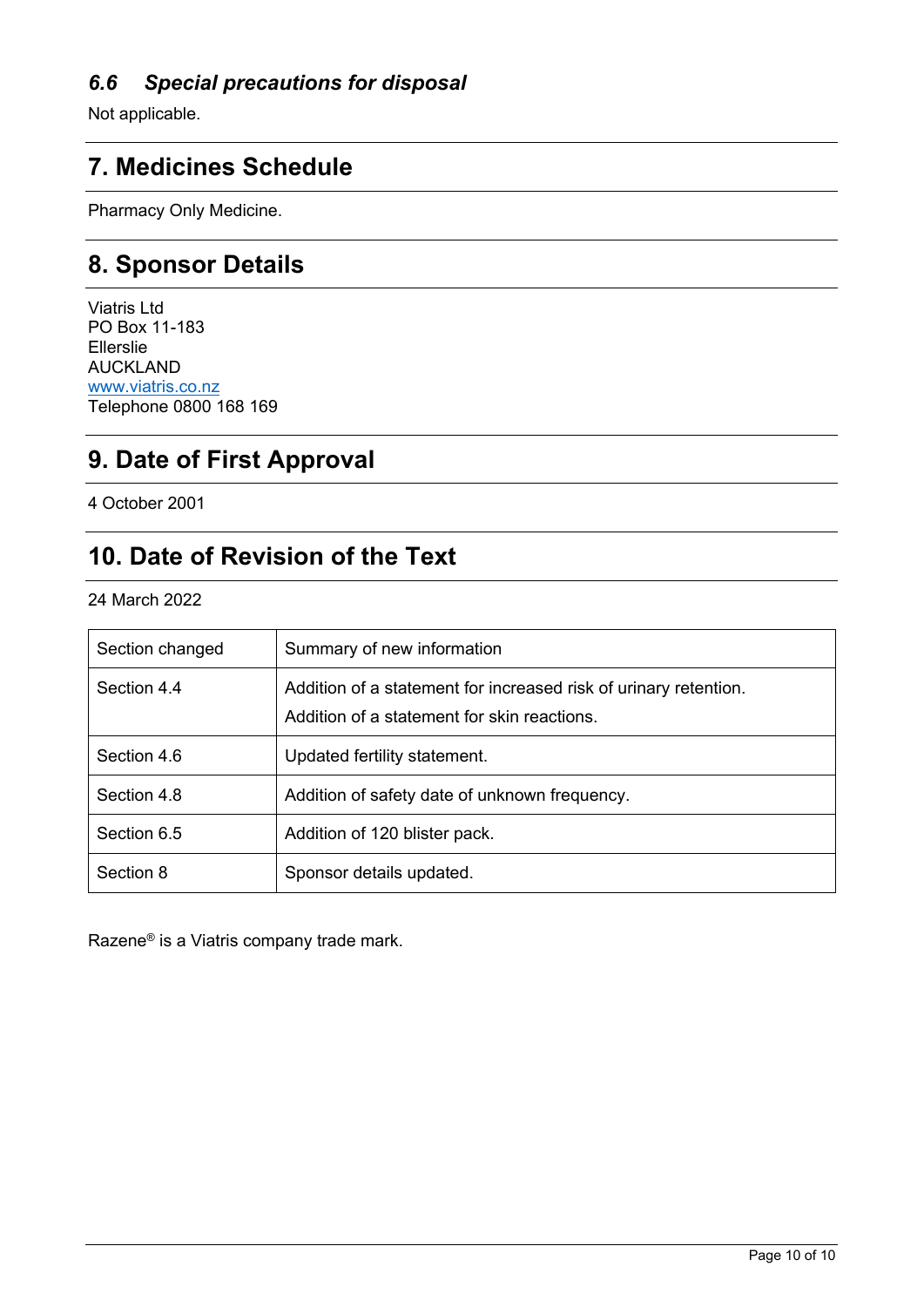### *6.6 Special precautions for disposal*

Not applicable.

## 7. Medicines Schedule

Pharmacy Only Medicine.

## 8. Sponsor Details

Viatris Ltd
PO Box 11-183
Ellerslie
AUCKLAND
www.viatris.co.nz
Telephone 0800 168 169

## 9. Date of First Approval

4 October 2001

## 10. Date of Revision of the Text

24 March 2022

| Section changed | Summary of new information |
|---|---|
| Section 4.4 | Addition of a statement for increased risk of urinary retention.<br>Addition of a statement for skin reactions. |
| Section 4.6 | Updated fertility statement. |
| Section 4.8 | Addition of safety date of unknown frequency. |
| Section 6.5 | Addition of 120 blister pack. |
| Section 8 | Sponsor details updated. |

Razene® is a Viatris company trade mark.